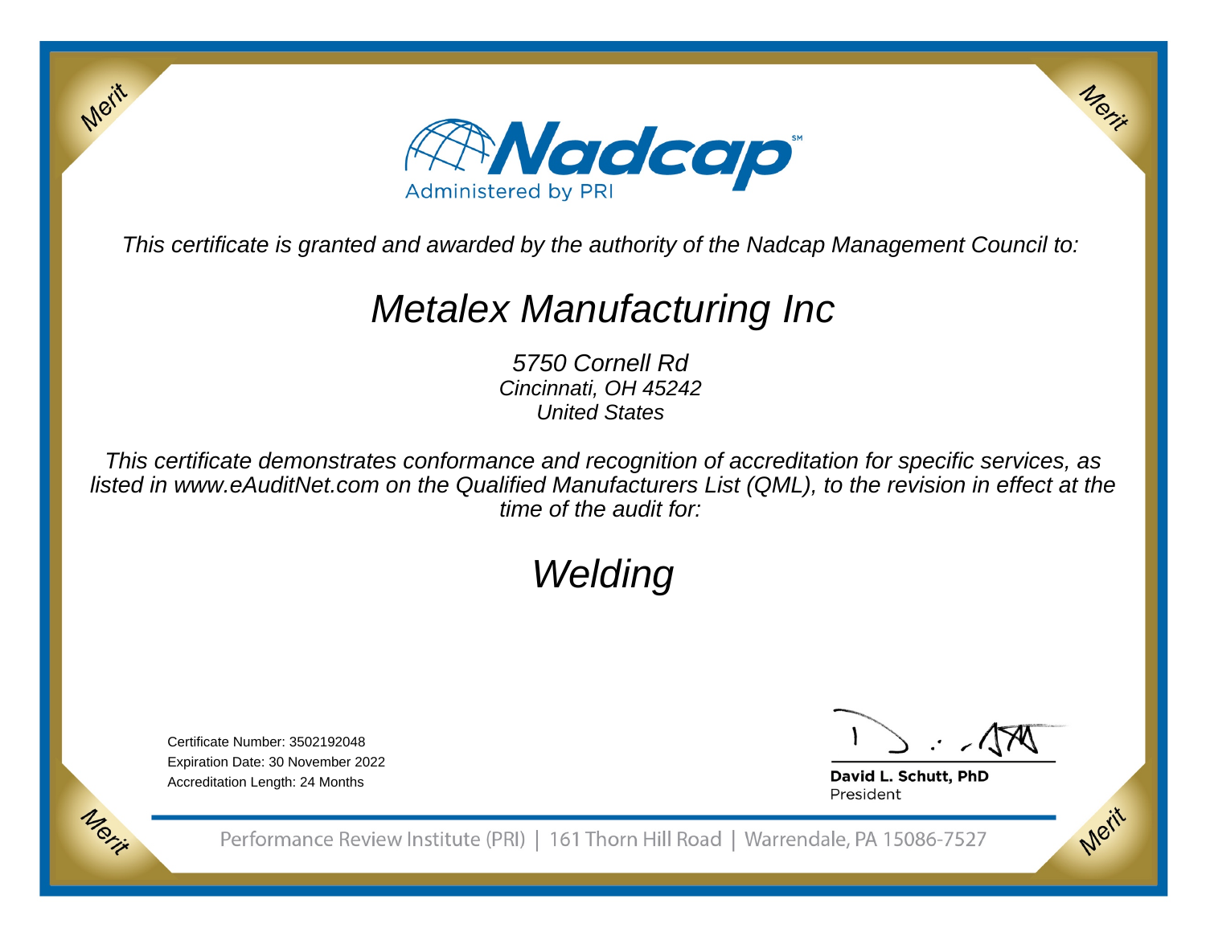Merit

Merit

**Nadcap**[SM]

Administered by PRI

*This certificate is granted and awarded by the authority of the Nadcap Management Council to:*

# *Metalex Manufacturing Inc*

*5750 Cornell Rd*
*Cincinnati, OH 45242*
*United States*

*This certificate demonstrates conformance and recognition of accreditation for specific services, as listed in www.eAuditNet.com on the Qualified Manufacturers List (QML), to the revision in effect at the time of the audit for:*

## *Welding*

Certificate Number: 3502192048
Expiration Date: 30 November 2022
Accreditation Length: 24 Months

**David L. Schutt, PhD**
President

Merit

Merit

Performance Review Institute (PRI) | 161 Thorn Hill Road | Warrendale, PA 15086-7527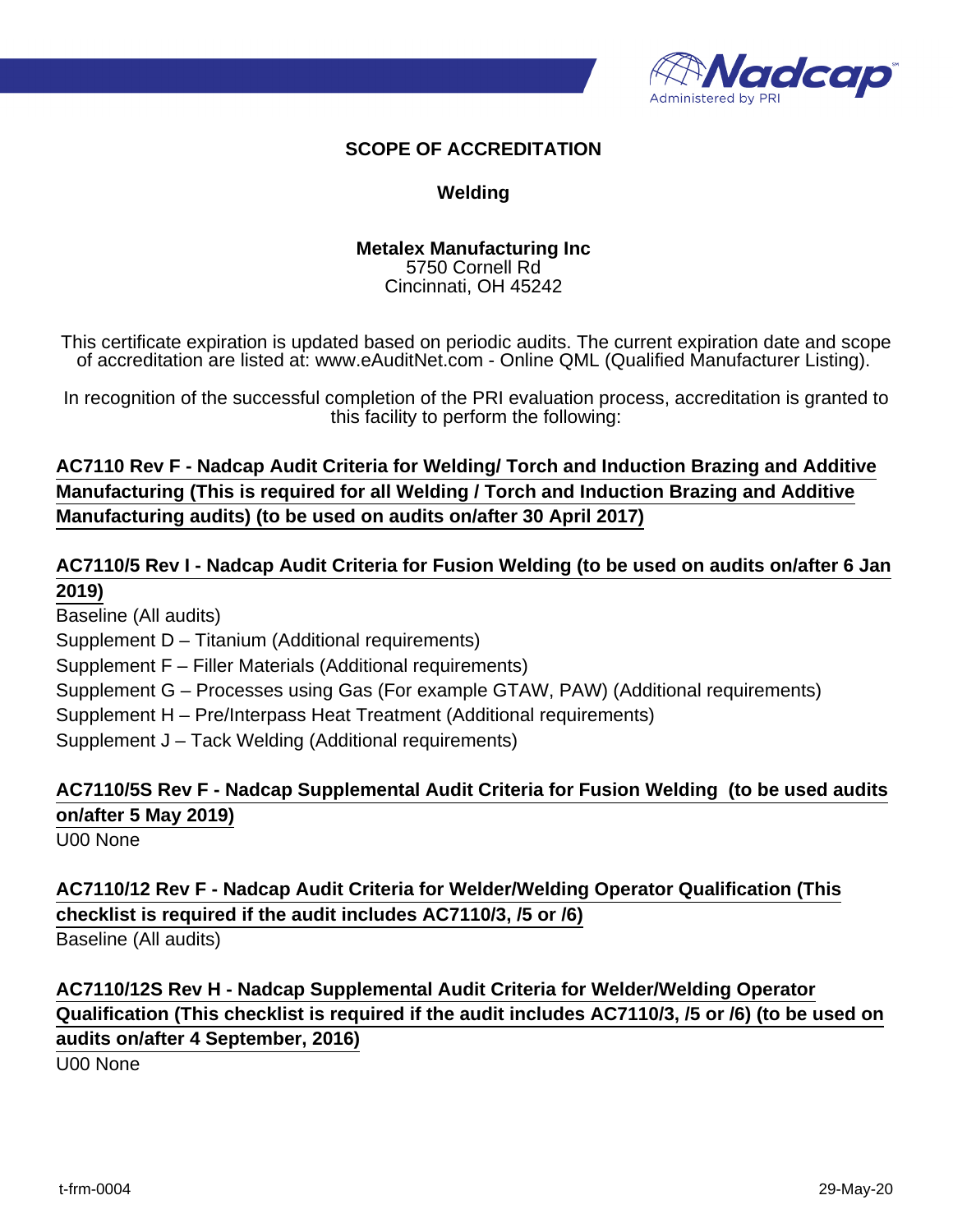## SCOPE OF ACCREDITATION

### Welding

**Metalex Manufacturing Inc**
5750 Cornell Rd
Cincinnati, OH 45242

This certificate expiration is updated based on periodic audits. The current expiration date and scope of accreditation are listed at: www.eAuditNet.com - Online QML (Qualified Manufacturer Listing).

In recognition of the successful completion of the PRI evaluation process, accreditation is granted to this facility to perform the following:

**AC7110 Rev F - Nadcap Audit Criteria for Welding/ Torch and Induction Brazing and Additive Manufacturing (This is required for all Welding / Torch and Induction Brazing and Additive Manufacturing audits) (to be used on audits on/after 30 April 2017)**

**AC7110/5 Rev I - Nadcap Audit Criteria for Fusion Welding (to be used on audits on/after 6 Jan 2019)**

Baseline (All audits)
Supplement D – Titanium (Additional requirements)
Supplement F – Filler Materials (Additional requirements)
Supplement G – Processes using Gas (For example GTAW, PAW) (Additional requirements)
Supplement H – Pre/Interpass Heat Treatment (Additional requirements)
Supplement J – Tack Welding (Additional requirements)

**AC7110/5S Rev F - Nadcap Supplemental Audit Criteria for Fusion Welding (to be used audits on/after 5 May 2019)**

U00 None

**AC7110/12 Rev F - Nadcap Audit Criteria for Welder/Welding Operator Qualification (This checklist is required if the audit includes AC7110/3, /5 or /6)**

Baseline (All audits)

**AC7110/12S Rev H - Nadcap Supplemental Audit Criteria for Welder/Welding Operator Qualification (This checklist is required if the audit includes AC7110/3, /5 or /6) (to be used on audits on/after 4 September, 2016)**

U00 None